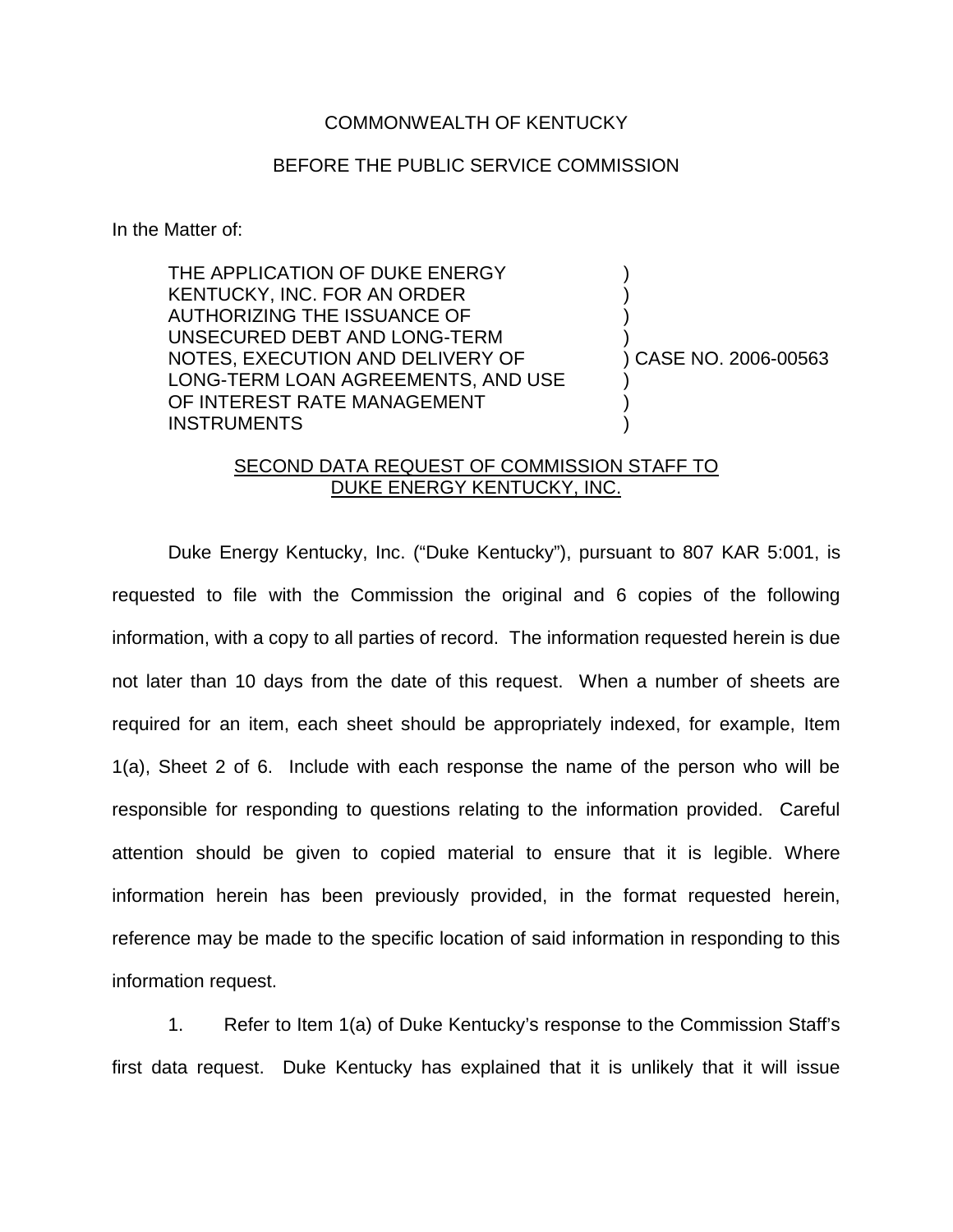COMMONWEALTH OF KENTUCKY

BEFORE THE PUBLIC SERVICE COMMISSION

In the Matter of:

| | | |
|---|---|---|
| THE APPLICATION OF DUKE ENERGY KENTUCKY, INC. FOR AN ORDER AUTHORIZING THE ISSUANCE OF UNSECURED DEBT AND LONG-TERM NOTES, EXECUTION AND DELIVERY OF LONG-TERM LOAN AGREEMENTS, AND USE OF INTEREST RATE MANAGEMENT INSTRUMENTS | ) | CASE NO. 2006-00563 |

<u>SECOND DATA REQUEST OF COMMISSION STAFF TO DUKE ENERGY KENTUCKY, INC.</u>

Duke Energy Kentucky, Inc. ("Duke Kentucky"), pursuant to 807 KAR 5:001, is requested to file with the Commission the original and 6 copies of the following information, with a copy to all parties of record. The information requested herein is due not later than 10 days from the date of this request. When a number of sheets are required for an item, each sheet should be appropriately indexed, for example, Item 1(a), Sheet 2 of 6. Include with each response the name of the person who will be responsible for responding to questions relating to the information provided. Careful attention should be given to copied material to ensure that it is legible. Where information herein has been previously provided, in the format requested herein, reference may be made to the specific location of said information in responding to this information request.

1. Refer to Item 1(a) of Duke Kentucky's response to the Commission Staff's first data request. Duke Kentucky has explained that it is unlikely that it will issue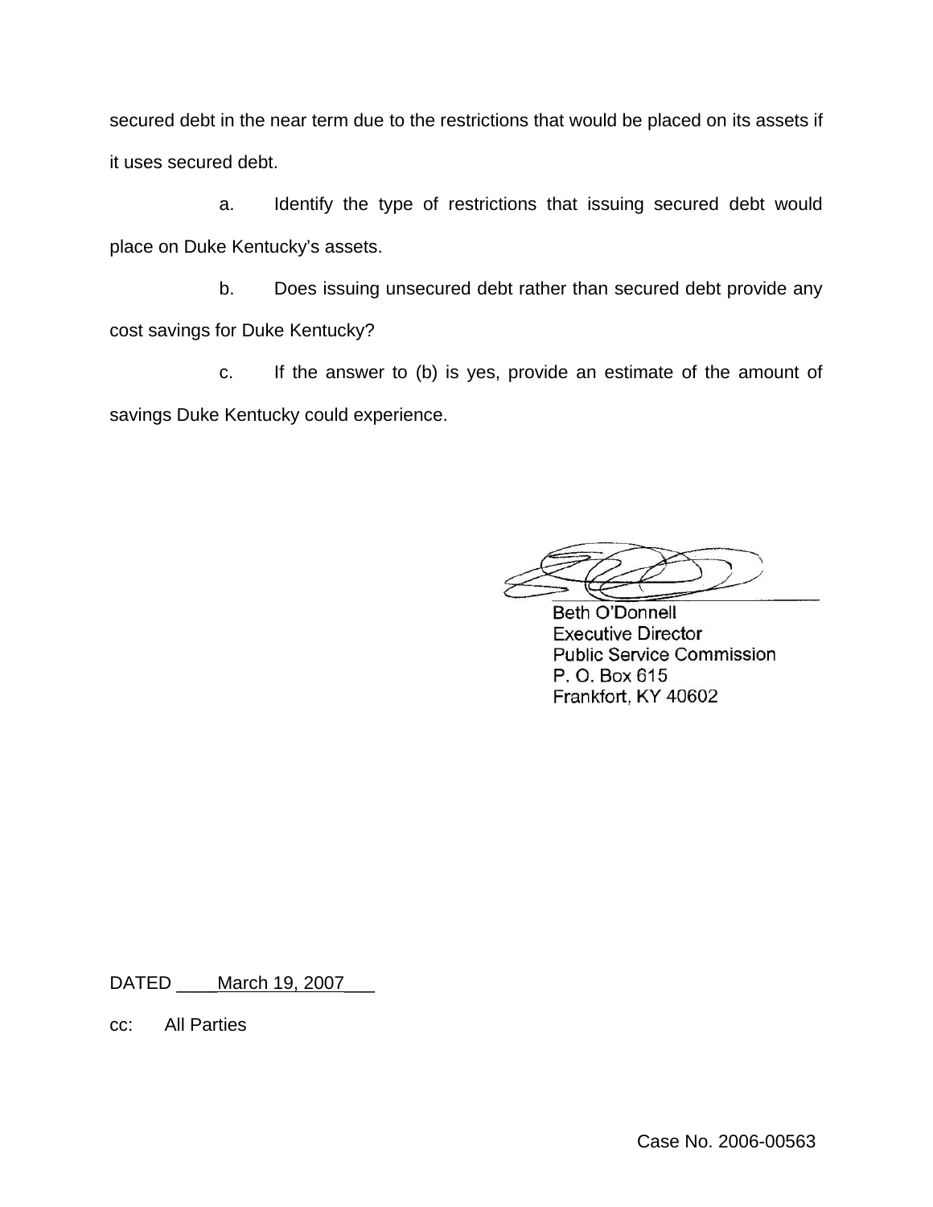secured debt in the near term due to the restrictions that would be placed on its assets if it uses secured debt.

a. Identify the type of restrictions that issuing secured debt would place on Duke Kentucky's assets.

b. Does issuing unsecured debt rather than secured debt provide any cost savings for Duke Kentucky?

c. If the answer to (b) is yes, provide an estimate of the amount of savings Duke Kentucky could experience.

Beth O'Donnell
Executive Director
Public Service Commission
P. O. Box 615
Frankfort, KY 40602

DATED March 19, 2007

cc: All Parties

Case No. 2006-00563